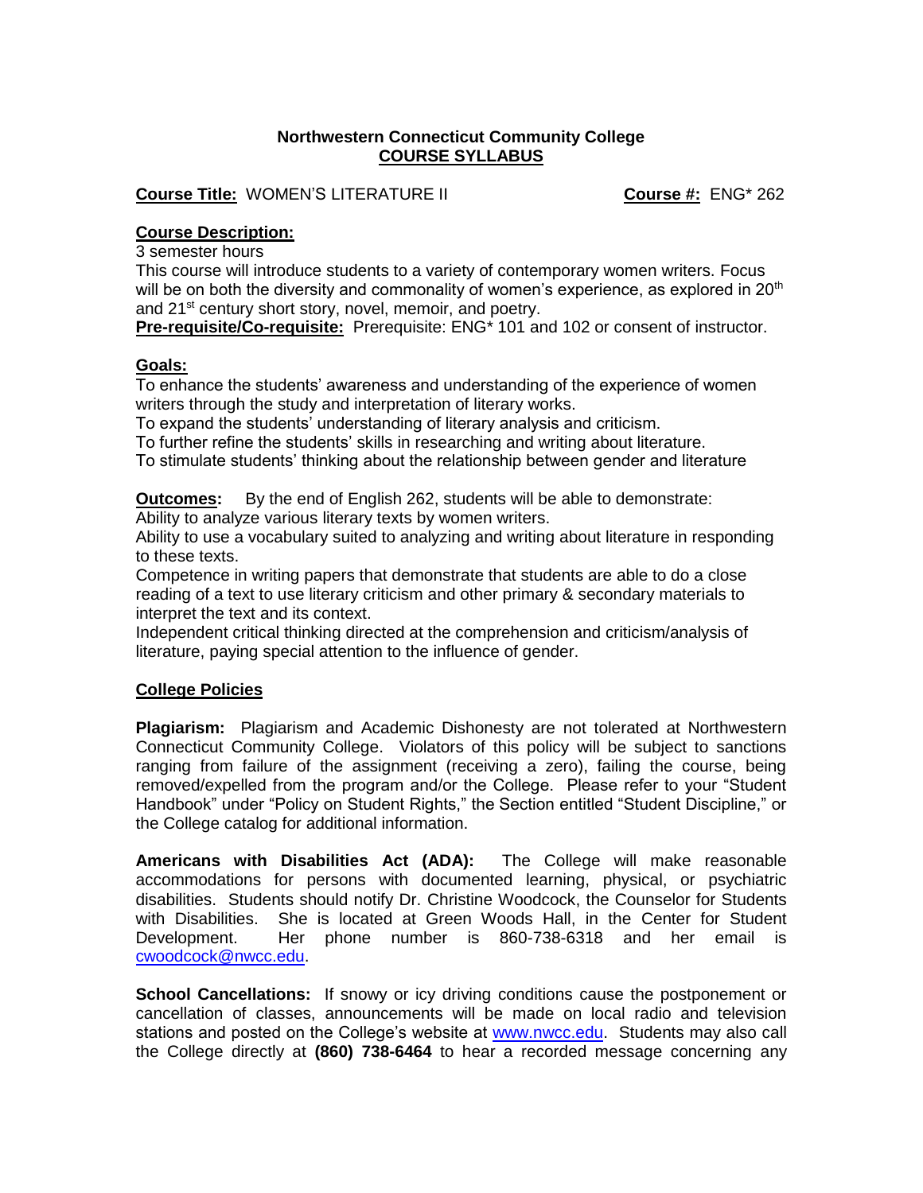**Northwestern Connecticut Community College**
**COURSE SYLLABUS**

**Course Title:** WOMEN'S LITERATURE II **Course #:** ENG* 262

**Course Description:**

3 semester hours

This course will introduce students to a variety of contemporary women writers. Focus will be on both the diversity and commonality of women's experience, as explored in 20th and 21st century short story, novel, memoir, and poetry.

**Pre-requisite/Co-requisite:** Prerequisite: ENG* 101 and 102 or consent of instructor.

**Goals:**

To enhance the students' awareness and understanding of the experience of women writers through the study and interpretation of literary works.

To expand the students' understanding of literary analysis and criticism.

To further refine the students' skills in researching and writing about literature.

To stimulate students' thinking about the relationship between gender and literature

**Outcomes:** By the end of English 262, students will be able to demonstrate:

Ability to analyze various literary texts by women writers.

Ability to use a vocabulary suited to analyzing and writing about literature in responding to these texts.

Competence in writing papers that demonstrate that students are able to do a close reading of a text to use literary criticism and other primary & secondary materials to interpret the text and its context.

Independent critical thinking directed at the comprehension and criticism/analysis of literature, paying special attention to the influence of gender.

**College Policies**

**Plagiarism:** Plagiarism and Academic Dishonesty are not tolerated at Northwestern Connecticut Community College. Violators of this policy will be subject to sanctions ranging from failure of the assignment (receiving a zero), failing the course, being removed/expelled from the program and/or the College. Please refer to your "Student Handbook" under "Policy on Student Rights," the Section entitled "Student Discipline," or the College catalog for additional information.

**Americans with Disabilities Act (ADA):** The College will make reasonable accommodations for persons with documented learning, physical, or psychiatric disabilities. Students should notify Dr. Christine Woodcock, the Counselor for Students with Disabilities. She is located at Green Woods Hall, in the Center for Student Development. Her phone number is 860-738-6318 and her email is cwoodcock@nwcc.edu.

**School Cancellations:** If snowy or icy driving conditions cause the postponement or cancellation of classes, announcements will be made on local radio and television stations and posted on the College's website at www.nwcc.edu. Students may also call the College directly at **(860) 738-6464** to hear a recorded message concerning any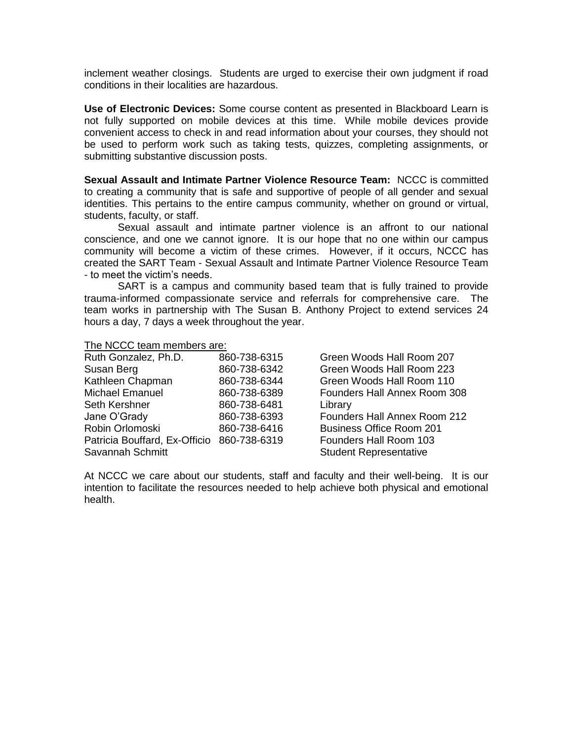inclement weather closings. Students are urged to exercise their own judgment if road conditions in their localities are hazardous.

**Use of Electronic Devices:** Some course content as presented in Blackboard Learn is not fully supported on mobile devices at this time. While mobile devices provide convenient access to check in and read information about your courses, they should not be used to perform work such as taking tests, quizzes, completing assignments, or submitting substantive discussion posts.

**Sexual Assault and Intimate Partner Violence Resource Team:** NCCC is committed to creating a community that is safe and supportive of people of all gender and sexual identities. This pertains to the entire campus community, whether on ground or virtual, students, faculty, or staff.

Sexual assault and intimate partner violence is an affront to our national conscience, and one we cannot ignore. It is our hope that no one within our campus community will become a victim of these crimes. However, if it occurs, NCCC has created the SART Team - Sexual Assault and Intimate Partner Violence Resource Team - to meet the victim's needs.

SART is a campus and community based team that is fully trained to provide trauma-informed compassionate service and referrals for comprehensive care. The team works in partnership with The Susan B. Anthony Project to extend services 24 hours a day, 7 days a week throughout the year.

The NCCC team members are:

| | | |
|---|---|---|
| Ruth Gonzalez, Ph.D. | 860-738-6315 | Green Woods Hall Room 207 |
| Susan Berg | 860-738-6342 | Green Woods Hall Room 223 |
| Kathleen Chapman | 860-738-6344 | Green Woods Hall Room 110 |
| Michael Emanuel | 860-738-6389 | Founders Hall Annex Room 308 |
| Seth Kershner | 860-738-6481 | Library |
| Jane O'Grady | 860-738-6393 | Founders Hall Annex Room 212 |
| Robin Orlomoski | 860-738-6416 | Business Office Room 201 |
| Patricia Bouffard, Ex-Officio | 860-738-6319 | Founders Hall Room 103 |
| Savannah Schmitt | | Student Representative |

At NCCC we care about our students, staff and faculty and their well-being. It is our intention to facilitate the resources needed to help achieve both physical and emotional health.